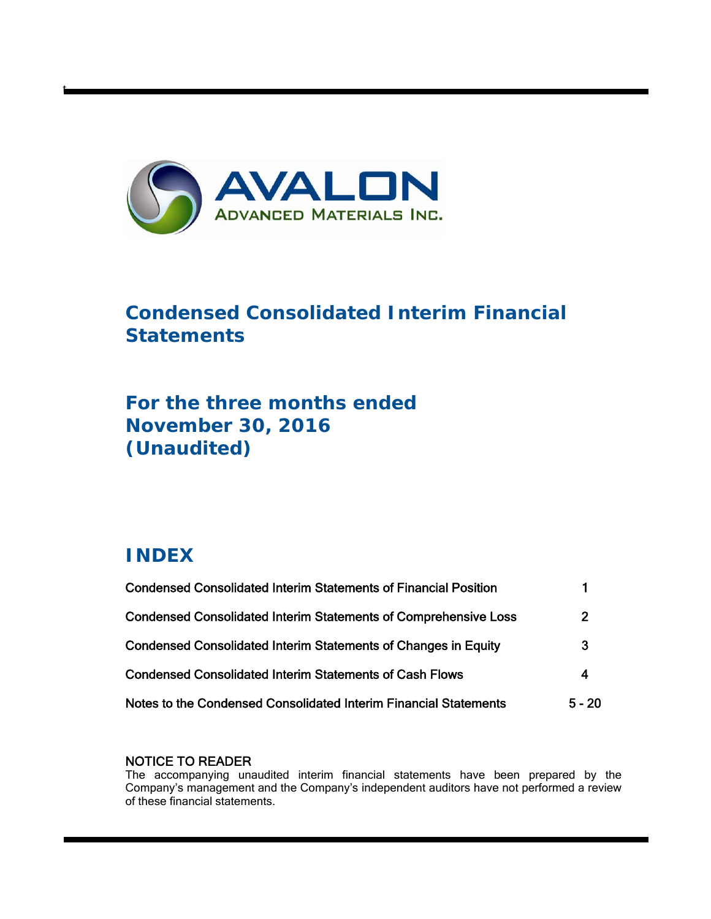AVALON

ADVANCED MATERIALS INC.

# Condensed Consolidated Interim Financial Statements

## For the three months ended November 30, 2016 (Unaudited)

## INDEX

| | |
|---|---|
| Condensed Consolidated Interim Statements of Financial Position | 1 |
| Condensed Consolidated Interim Statements of Comprehensive Loss | 2 |
| Condensed Consolidated Interim Statements of Changes in Equity | 3 |
| Condensed Consolidated Interim Statements of Cash Flows | 4 |
| Notes to the Condensed Consolidated Interim Financial Statements | 5 - 20 |

NOTICE TO READER

The accompanying unaudited interim financial statements have been prepared by the Company's management and the Company's independent auditors have not performed a review of these financial statements.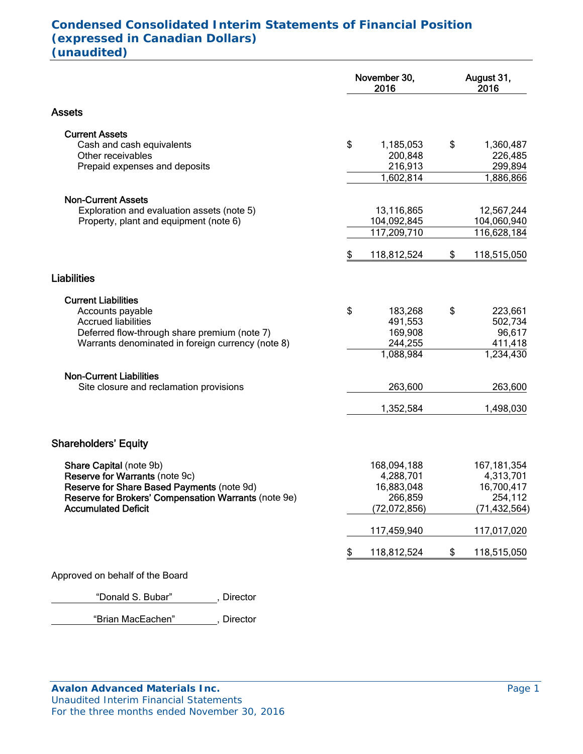# Condensed Consolidated Interim Statements of Financial Position
# (expressed in Canadian Dollars)
# (unaudited)

| | November 30, 2016 | August 31, 2016 |
|---|---|---|
| **Assets** | | |
| **Current Assets** | | |
| Cash and cash equivalents | $ 1,185,053 | $ 1,360,487 |
| Other receivables | 200,848 | 226,485 |
| Prepaid expenses and deposits | 216,913 | 299,894 |
| | 1,602,814 | 1,886,866 |
| **Non-Current Assets** | | |
| Exploration and evaluation assets (note 5) | 13,116,865 | 12,567,244 |
| Property, plant and equipment (note 6) | 104,092,845 | 104,060,940 |
| | 117,209,710 | 116,628,184 |
| | $ 118,812,524 | $ 118,515,050 |
| **Liabilities** | | |
| **Current Liabilities** | | |
| Accounts payable | $ 183,268 | $ 223,661 |
| Accrued liabilities | 491,553 | 502,734 |
| Deferred flow-through share premium (note 7) | 169,908 | 96,617 |
| Warrants denominated in foreign currency (note 8) | 244,255 | 411,418 |
| | 1,088,984 | 1,234,430 |
| **Non-Current Liabilities** | | |
| Site closure and reclamation provisions | 263,600 | 263,600 |
| | 1,352,584 | 1,498,030 |
| **Shareholders' Equity** | | |
| **Share Capital** (note 9b) | 168,094,188 | 167,181,354 |
| **Reserve for Warrants** (note 9c) | 4,288,701 | 4,313,701 |
| **Reserve for Share Based Payments** (note 9d) | 16,883,048 | 16,700,417 |
| **Reserve for Brokers' Compensation Warrants** (note 9e) | 266,859 | 254,112 |
| **Accumulated Deficit** | (72,072,856) | (71,432,564) |
| | 117,459,940 | 117,017,020 |
| | $ 118,812,524 | $ 118,515,050 |

Approved on behalf of the Board

"Donald S. Bubar", Director

"Brian MacEachen", Director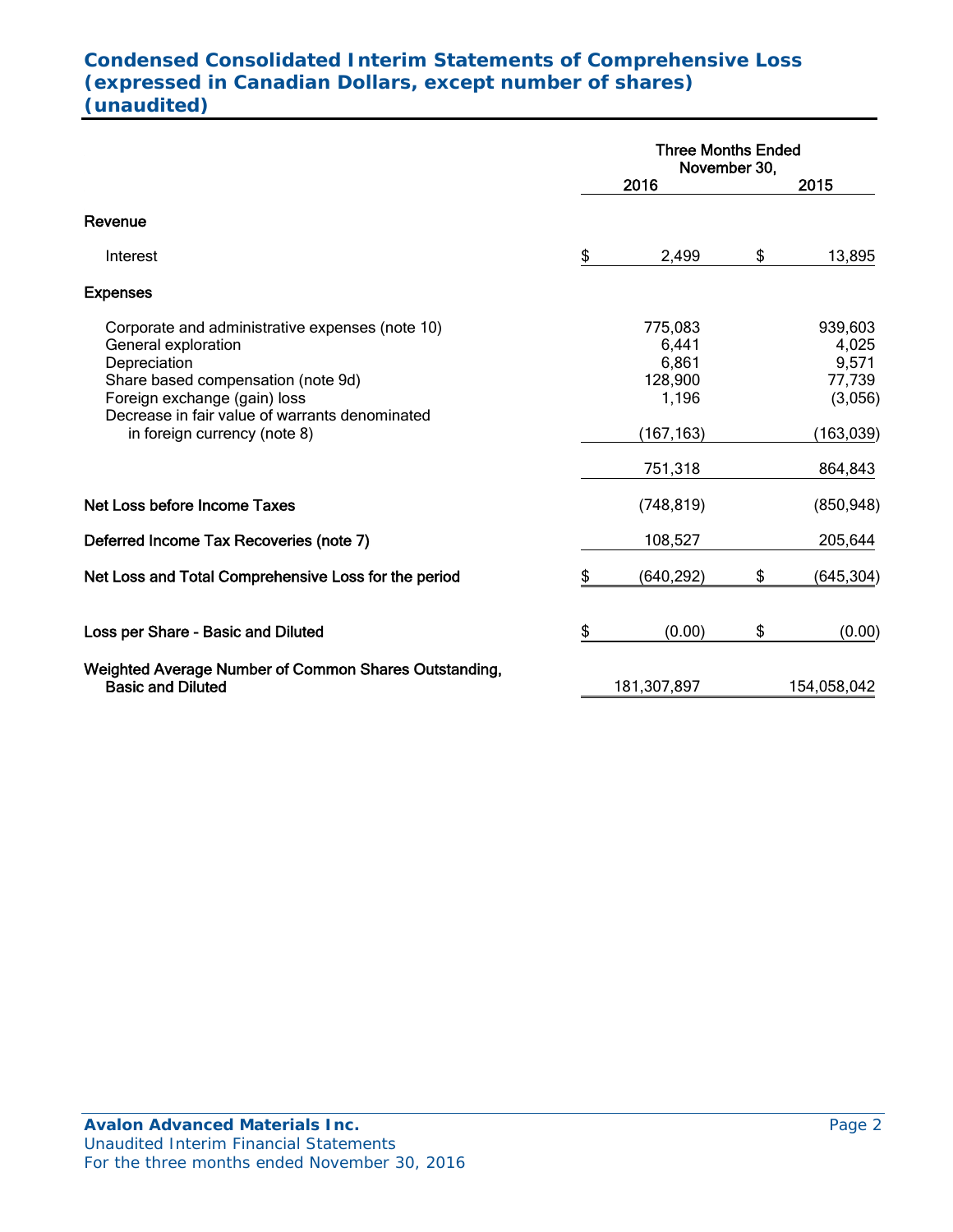# Condensed Consolidated Interim Statements of Comprehensive Loss
## (expressed in Canadian Dollars, except number of shares)
## (unaudited)

| | Three Months Ended November 30, 2016 | Three Months Ended November 30, 2015 |
|---|---|---|
| **Revenue** | | |
| Interest | $ 2,499 | $ 13,895 |
| **Expenses** | | |
| Corporate and administrative expenses (note 10) | 775,083 | 939,603 |
| General exploration | 6,441 | 4,025 |
| Depreciation | 6,861 | 9,571 |
| Share based compensation (note 9d) | 128,900 | 77,739 |
| Foreign exchange (gain) loss | 1,196 | (3,056) |
| Decrease in fair value of warrants denominated in foreign currency (note 8) | (167,163) | (163,039) |
| | 751,318 | 864,843 |
| **Net Loss before Income Taxes** | (748,819) | (850,948) |
| **Deferred Income Tax Recoveries (note 7)** | 108,527 | 205,644 |
| **Net Loss and Total Comprehensive Loss for the period** | $ (640,292) | $ (645,304) |
| **Loss per Share - Basic and Diluted** | $ (0.00) | $ (0.00) |
| **Weighted Average Number of Common Shares Outstanding, Basic and Diluted** | 181,307,897 | 154,058,042 |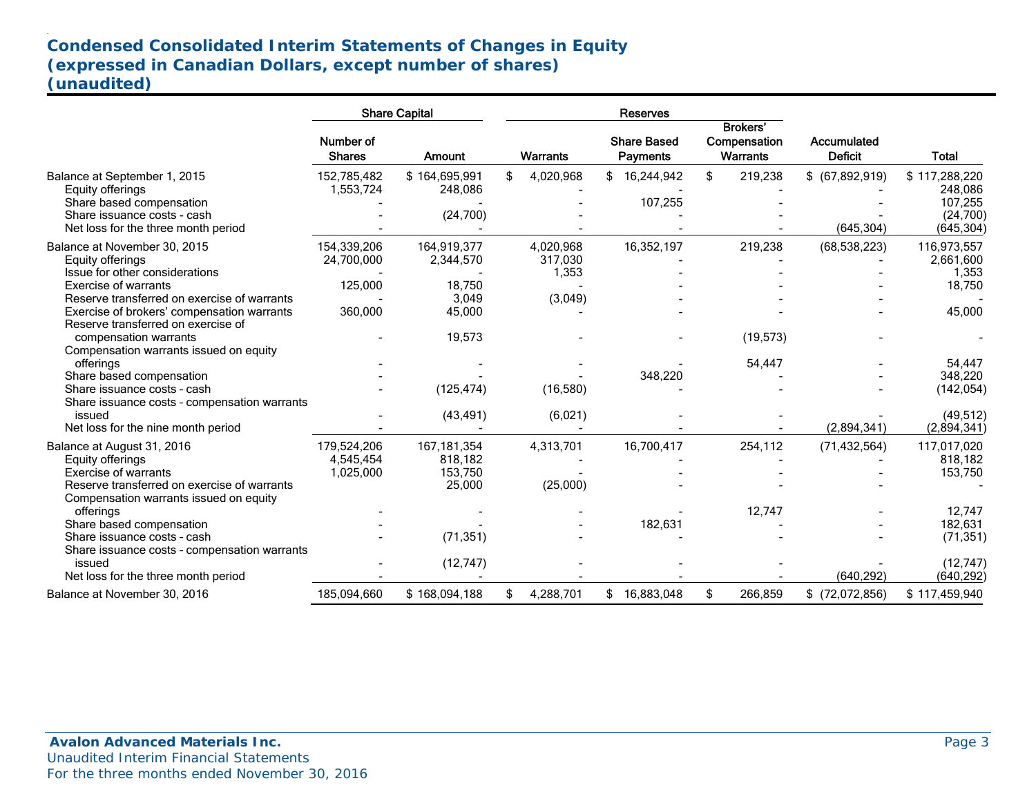# Condensed Consolidated Interim Statements of Changes in Equity
## (expressed in Canadian Dollars, except number of shares)
## (unaudited)

| | Share Capital | | Reserves | | | | |
|---|---|---|---|---|---|---|---|
| | Number of Shares | Amount | Warrants | Share Based Payments | Brokers' Compensation Warrants | Accumulated Deficit | Total |
| Balance at September 1, 2015 | 152,785,482 | $ 164,695,991 | $ 4,020,968 | $ 16,244,942 | $ 219,238 | $ (67,892,919) | $ 117,288,220 |
| Equity offerings | 1,553,724 | 248,086 | - | - | - | - | 248,086 |
| Share based compensation | - | - | - | 107,255 | - | - | 107,255 |
| Share issuance costs - cash | - | (24,700) | - | - | - | - | (24,700) |
| Net loss for the three month period | - | - | - | - | - | (645,304) | (645,304) |
| Balance at November 30, 2015 | 154,339,206 | 164,919,377 | 4,020,968 | 16,352,197 | 219,238 | (68,538,223) | 116,973,557 |
| Equity offerings | 24,700,000 | 2,344,570 | 317,030 | - | - | - | 2,661,600 |
| Issue for other considerations | - | - | 1,353 | - | - | - | 1,353 |
| Exercise of warrants | 125,000 | 18,750 | - | - | - | - | 18,750 |
| Reserve transferred on exercise of warrants | - | 3,049 | (3,049) | - | - | - | - |
| Exercise of brokers' compensation warrants | 360,000 | 45,000 | - | - | - | - | 45,000 |
| Reserve transferred on exercise of compensation warrants | - | 19,573 | - | - | (19,573) | - | - |
| Compensation warrants issued on equity offerings | - | - | - | - | 54,447 | - | 54,447 |
| Share based compensation | - | - | - | 348,220 | - | - | 348,220 |
| Share issuance costs - cash | - | (125,474) | (16,580) | - | - | - | (142,054) |
| Share issuance costs - compensation warrants issued | - | (43,491) | (6,021) | - | - | - | (49,512) |
| Net loss for the nine month period | - | - | - | - | - | (2,894,341) | (2,894,341) |
| Balance at August 31, 2016 | 179,524,206 | 167,181,354 | 4,313,701 | 16,700,417 | 254,112 | (71,432,564) | 117,017,020 |
| Equity offerings | 4,545,454 | 818,182 | - | - | - | - | 818,182 |
| Exercise of warrants | 1,025,000 | 153,750 | - | - | - | - | 153,750 |
| Reserve transferred on exercise of warrants | | 25,000 | (25,000) | - | - | - | - |
| Compensation warrants issued on equity offerings | - | - | - | - | 12,747 | - | 12,747 |
| Share based compensation | - | - | - | 182,631 | - | - | 182,631 |
| Share issuance costs - cash | - | (71,351) | - | - | - | - | (71,351) |
| Share issuance costs - compensation warrants issued | - | (12,747) | - | - | - | - | (12,747) |
| Net loss for the three month period | - | - | - | - | - | (640,292) | (640,292) |
| Balance at November 30, 2016 | 185,094,660 | $ 168,094,188 | $ 4,288,701 | $ 16,883,048 | $ 266,859 | $ (72,072,856) | $ 117,459,940 |

**Avalon Advanced Materials Inc.**
Unaudited Interim Financial Statements
For the three months ended November 30, 2016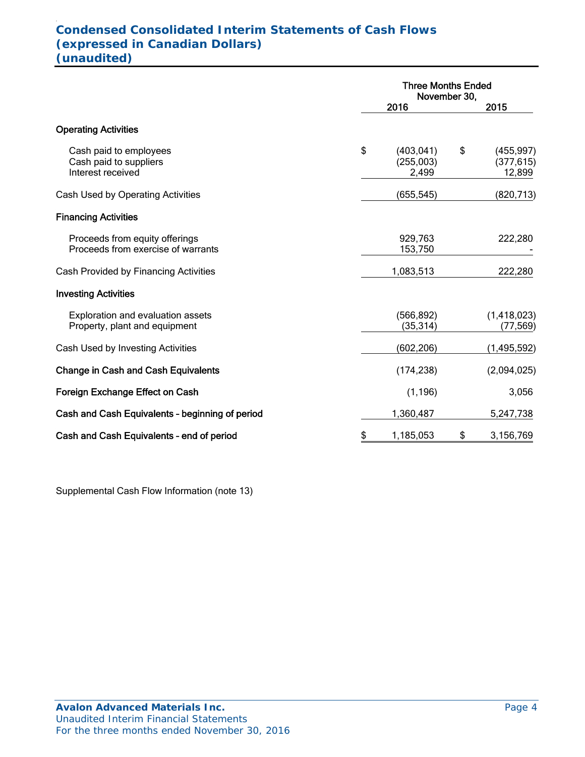# Condensed Consolidated Interim Statements of Cash Flows
## (expressed in Canadian Dollars)
## (unaudited)

| | Three Months Ended November 30, | |
|---|---|---|
| | 2016 | 2015 |
| **Operating Activities** | | |
| Cash paid to employees | $ (403,041) | $ (455,997) |
| Cash paid to suppliers | (255,003) | (377,615) |
| Interest received | 2,499 | 12,899 |
| Cash Used by Operating Activities | (655,545) | (820,713) |
| **Financing Activities** | | |
| Proceeds from equity offerings | 929,763 | 222,280 |
| Proceeds from exercise of warrants | 153,750 | - |
| Cash Provided by Financing Activities | 1,083,513 | 222,280 |
| **Investing Activities** | | |
| Exploration and evaluation assets | (566,892) | (1,418,023) |
| Property, plant and equipment | (35,314) | (77,569) |
| Cash Used by Investing Activities | (602,206) | (1,495,592) |
| **Change in Cash and Cash Equivalents** | (174,238) | (2,094,025) |
| **Foreign Exchange Effect on Cash** | (1,196) | 3,056 |
| **Cash and Cash Equivalents - beginning of period** | 1,360,487 | 5,247,738 |
| **Cash and Cash Equivalents - end of period** | $ 1,185,053 | $ 3,156,769 |

Supplemental Cash Flow Information (note 13)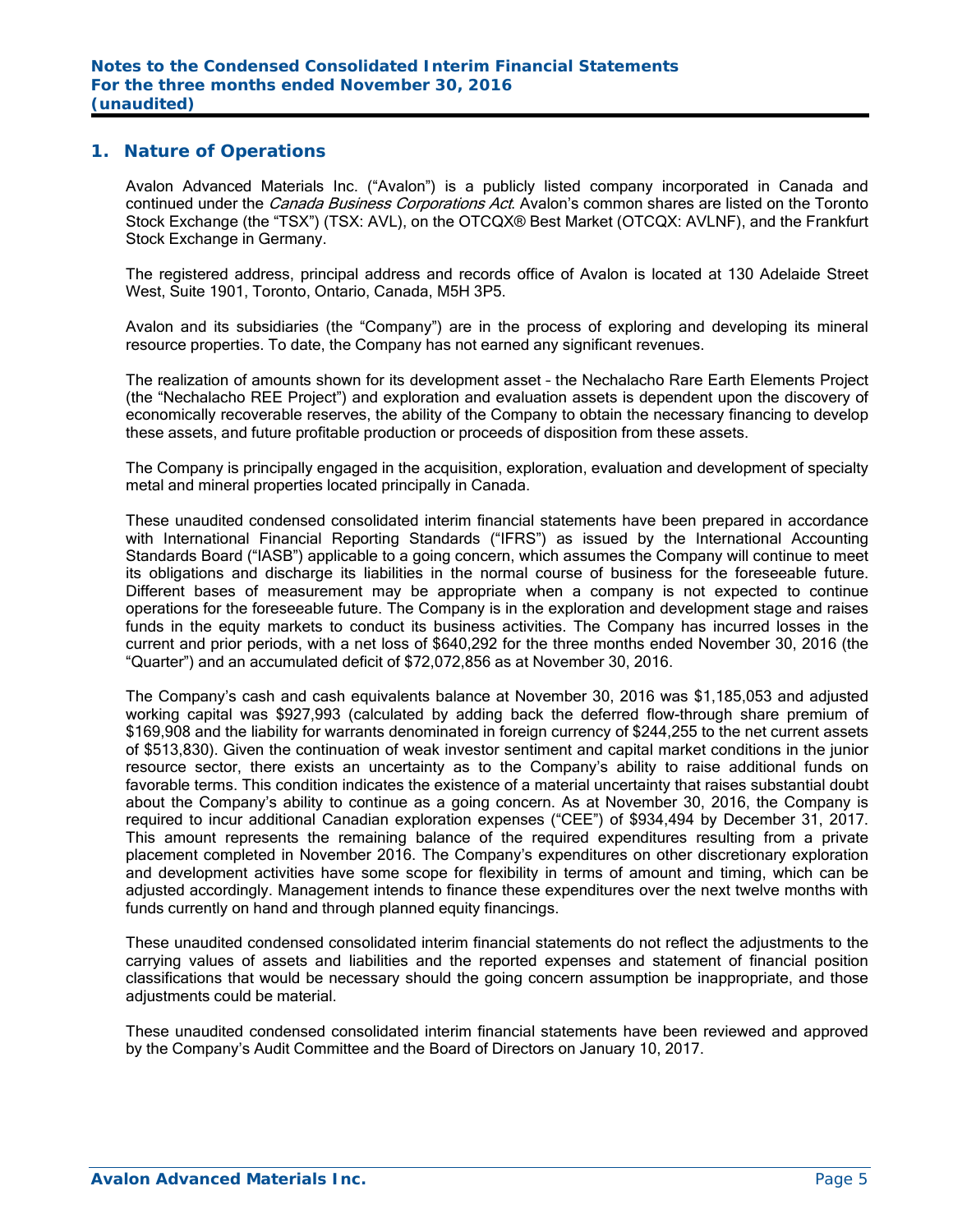# Notes to the Condensed Consolidated Interim Financial Statements
# For the three months ended November 30, 2016
# (unaudited)

## 1. Nature of Operations

Avalon Advanced Materials Inc. ("Avalon") is a publicly listed company incorporated in Canada and continued under the *Canada Business Corporations Act*. Avalon's common shares are listed on the Toronto Stock Exchange (the "TSX") (TSX: AVL), on the OTCQX® Best Market (OTCQX: AVLNF), and the Frankfurt Stock Exchange in Germany.

The registered address, principal address and records office of Avalon is located at 130 Adelaide Street West, Suite 1901, Toronto, Ontario, Canada, M5H 3P5.

Avalon and its subsidiaries (the "Company") are in the process of exploring and developing its mineral resource properties. To date, the Company has not earned any significant revenues.

The realization of amounts shown for its development asset – the Nechalacho Rare Earth Elements Project (the "Nechalacho REE Project") and exploration and evaluation assets is dependent upon the discovery of economically recoverable reserves, the ability of the Company to obtain the necessary financing to develop these assets, and future profitable production or proceeds of disposition from these assets.

The Company is principally engaged in the acquisition, exploration, evaluation and development of specialty metal and mineral properties located principally in Canada.

These unaudited condensed consolidated interim financial statements have been prepared in accordance with International Financial Reporting Standards ("IFRS") as issued by the International Accounting Standards Board ("IASB") applicable to a going concern, which assumes the Company will continue to meet its obligations and discharge its liabilities in the normal course of business for the foreseeable future. Different bases of measurement may be appropriate when a company is not expected to continue operations for the foreseeable future. The Company is in the exploration and development stage and raises funds in the equity markets to conduct its business activities. The Company has incurred losses in the current and prior periods, with a net loss of $640,292 for the three months ended November 30, 2016 (the "Quarter") and an accumulated deficit of $72,072,856 as at November 30, 2016.

The Company's cash and cash equivalents balance at November 30, 2016 was $1,185,053 and adjusted working capital was $927,993 (calculated by adding back the deferred flow-through share premium of $169,908 and the liability for warrants denominated in foreign currency of $244,255 to the net current assets of $513,830). Given the continuation of weak investor sentiment and capital market conditions in the junior resource sector, there exists an uncertainty as to the Company's ability to raise additional funds on favorable terms. This condition indicates the existence of a material uncertainty that raises substantial doubt about the Company's ability to continue as a going concern. As at November 30, 2016, the Company is required to incur additional Canadian exploration expenses ("CEE") of $934,494 by December 31, 2017. This amount represents the remaining balance of the required expenditures resulting from a private placement completed in November 2016. The Company's expenditures on other discretionary exploration and development activities have some scope for flexibility in terms of amount and timing, which can be adjusted accordingly. Management intends to finance these expenditures over the next twelve months with funds currently on hand and through planned equity financings.

These unaudited condensed consolidated interim financial statements do not reflect the adjustments to the carrying values of assets and liabilities and the reported expenses and statement of financial position classifications that would be necessary should the going concern assumption be inappropriate, and those adjustments could be material.

These unaudited condensed consolidated interim financial statements have been reviewed and approved by the Company's Audit Committee and the Board of Directors on January 10, 2017.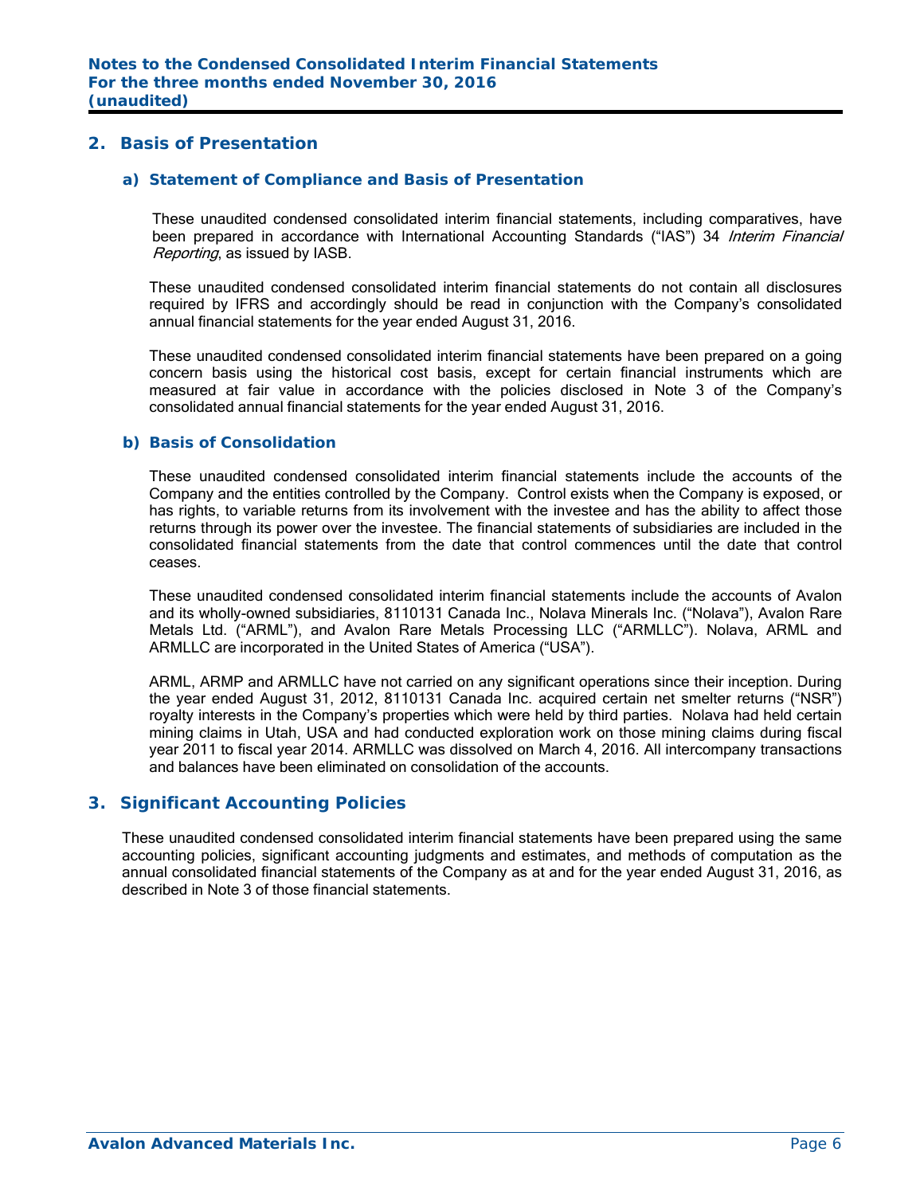## 2. Basis of Presentation

### a) Statement of Compliance and Basis of Presentation

These unaudited condensed consolidated interim financial statements, including comparatives, have been prepared in accordance with International Accounting Standards ("IAS") 34 *Interim Financial Reporting*, as issued by IASB.

These unaudited condensed consolidated interim financial statements do not contain all disclosures required by IFRS and accordingly should be read in conjunction with the Company's consolidated annual financial statements for the year ended August 31, 2016.

These unaudited condensed consolidated interim financial statements have been prepared on a going concern basis using the historical cost basis, except for certain financial instruments which are measured at fair value in accordance with the policies disclosed in Note 3 of the Company's consolidated annual financial statements for the year ended August 31, 2016.

### b) Basis of Consolidation

These unaudited condensed consolidated interim financial statements include the accounts of the Company and the entities controlled by the Company. Control exists when the Company is exposed, or has rights, to variable returns from its involvement with the investee and has the ability to affect those returns through its power over the investee. The financial statements of subsidiaries are included in the consolidated financial statements from the date that control commences until the date that control ceases.

These unaudited condensed consolidated interim financial statements include the accounts of Avalon and its wholly-owned subsidiaries, 8110131 Canada Inc., Nolava Minerals Inc. ("Nolava"), Avalon Rare Metals Ltd. ("ARML"), and Avalon Rare Metals Processing LLC ("ARMLLC"). Nolava, ARML and ARMLLC are incorporated in the United States of America ("USA").

ARML, ARMP and ARMLLC have not carried on any significant operations since their inception. During the year ended August 31, 2012, 8110131 Canada Inc. acquired certain net smelter returns ("NSR") royalty interests in the Company's properties which were held by third parties. Nolava had held certain mining claims in Utah, USA and had conducted exploration work on those mining claims during fiscal year 2011 to fiscal year 2014. ARMLLC was dissolved on March 4, 2016. All intercompany transactions and balances have been eliminated on consolidation of the accounts.

## 3. Significant Accounting Policies

These unaudited condensed consolidated interim financial statements have been prepared using the same accounting policies, significant accounting judgments and estimates, and methods of computation as the annual consolidated financial statements of the Company as at and for the year ended August 31, 2016, as described in Note 3 of those financial statements.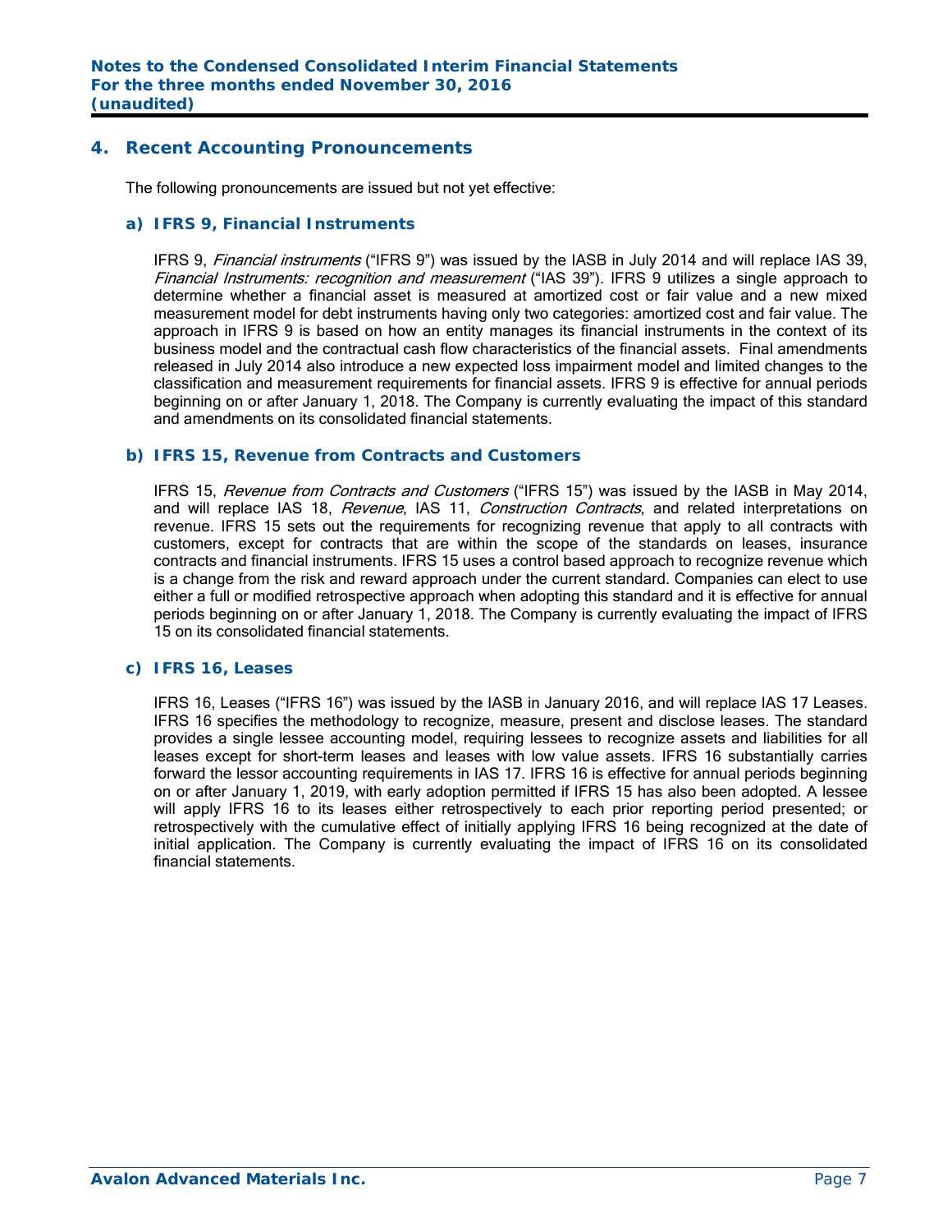## 4. Recent Accounting Pronouncements

The following pronouncements are issued but not yet effective:

### a) IFRS 9, Financial Instruments

IFRS 9, *Financial instruments* ("IFRS 9") was issued by the IASB in July 2014 and will replace IAS 39, *Financial Instruments: recognition and measurement* ("IAS 39"). IFRS 9 utilizes a single approach to determine whether a financial asset is measured at amortized cost or fair value and a new mixed measurement model for debt instruments having only two categories: amortized cost and fair value. The approach in IFRS 9 is based on how an entity manages its financial instruments in the context of its business model and the contractual cash flow characteristics of the financial assets. Final amendments released in July 2014 also introduce a new expected loss impairment model and limited changes to the classification and measurement requirements for financial assets. IFRS 9 is effective for annual periods beginning on or after January 1, 2018. The Company is currently evaluating the impact of this standard and amendments on its consolidated financial statements.

### b) IFRS 15, Revenue from Contracts and Customers

IFRS 15, *Revenue from Contracts and Customers* ("IFRS 15") was issued by the IASB in May 2014, and will replace IAS 18, *Revenue*, IAS 11, *Construction Contracts*, and related interpretations on revenue. IFRS 15 sets out the requirements for recognizing revenue that apply to all contracts with customers, except for contracts that are within the scope of the standards on leases, insurance contracts and financial instruments. IFRS 15 uses a control based approach to recognize revenue which is a change from the risk and reward approach under the current standard. Companies can elect to use either a full or modified retrospective approach when adopting this standard and it is effective for annual periods beginning on or after January 1, 2018. The Company is currently evaluating the impact of IFRS 15 on its consolidated financial statements.

### c) IFRS 16, Leases

IFRS 16, Leases ("IFRS 16") was issued by the IASB in January 2016, and will replace IAS 17 Leases. IFRS 16 specifies the methodology to recognize, measure, present and disclose leases. The standard provides a single lessee accounting model, requiring lessees to recognize assets and liabilities for all leases except for short-term leases and leases with low value assets. IFRS 16 substantially carries forward the lessor accounting requirements in IAS 17. IFRS 16 is effective for annual periods beginning on or after January 1, 2019, with early adoption permitted if IFRS 15 has also been adopted. A lessee will apply IFRS 16 to its leases either retrospectively to each prior reporting period presented; or retrospectively with the cumulative effect of initially applying IFRS 16 being recognized at the date of initial application. The Company is currently evaluating the impact of IFRS 16 on its consolidated financial statements.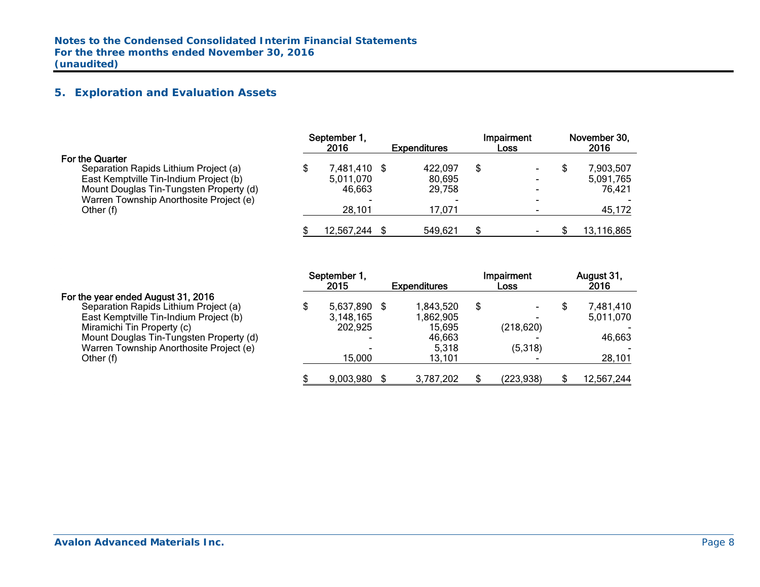## 5. Exploration and Evaluation Assets

| For the Quarter | September 1, 2016 | Expenditures | Impairment Loss | November 30, 2016 |
|---|---|---|---|---|
| Separation Rapids Lithium Project (a) | $ 7,481,410 | $ 422,097 | $ - | $ 7,903,507 |
| East Kemptville Tin-Indium Project (b) | 5,011,070 | 80,695 | - | 5,091,765 |
| Mount Douglas Tin-Tungsten Property (d) | 46,663 | 29,758 | - | 76,421 |
| Warren Township Anorthosite Project (e) | - | - | - | - |
| Other (f) | 28,101 | 17,071 | - | 45,172 |
| | $ 12,567,244 | $ 549,621 | $ - | $ 13,116,865 |

| For the year ended August 31, 2016 | September 1, 2015 | Expenditures | Impairment Loss | August 31, 2016 |
|---|---|---|---|---|
| Separation Rapids Lithium Project (a) | $ 5,637,890 | $ 1,843,520 | $ - | $ 7,481,410 |
| East Kemptville Tin-Indium Project (b) | 3,148,165 | 1,862,905 | - | 5,011,070 |
| Miramichi Tin Property (c) | 202,925 | 15,695 | (218,620) | - |
| Mount Douglas Tin-Tungsten Property (d) | - | 46,663 | - | 46,663 |
| Warren Township Anorthosite Project (e) | - | 5,318 | (5,318) | - |
| Other (f) | 15,000 | 13,101 | - | 28,101 |
| | $ 9,003,980 | $ 3,787,202 | $ (223,938) | $ 12,567,244 |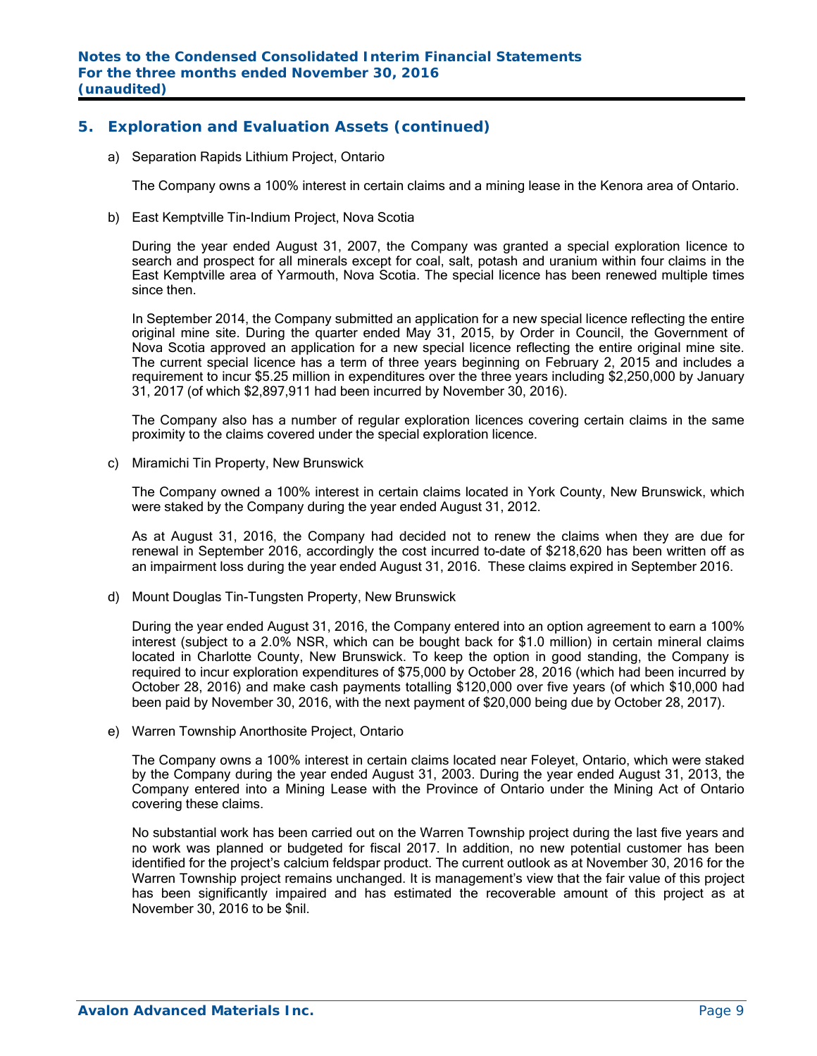## 5. Exploration and Evaluation Assets (continued)

a) Separation Rapids Lithium Project, Ontario

The Company owns a 100% interest in certain claims and a mining lease in the Kenora area of Ontario.

b) East Kemptville Tin-Indium Project, Nova Scotia

During the year ended August 31, 2007, the Company was granted a special exploration licence to search and prospect for all minerals except for coal, salt, potash and uranium within four claims in the East Kemptville area of Yarmouth, Nova Scotia. The special licence has been renewed multiple times since then.

In September 2014, the Company submitted an application for a new special licence reflecting the entire original mine site. During the quarter ended May 31, 2015, by Order in Council, the Government of Nova Scotia approved an application for a new special licence reflecting the entire original mine site. The current special licence has a term of three years beginning on February 2, 2015 and includes a requirement to incur $5.25 million in expenditures over the three years including $2,250,000 by January 31, 2017 (of which $2,897,911 had been incurred by November 30, 2016).

The Company also has a number of regular exploration licences covering certain claims in the same proximity to the claims covered under the special exploration licence.

c) Miramichi Tin Property, New Brunswick

The Company owned a 100% interest in certain claims located in York County, New Brunswick, which were staked by the Company during the year ended August 31, 2012.

As at August 31, 2016, the Company had decided not to renew the claims when they are due for renewal in September 2016, accordingly the cost incurred to-date of $218,620 has been written off as an impairment loss during the year ended August 31, 2016. These claims expired in September 2016.

d) Mount Douglas Tin-Tungsten Property, New Brunswick

During the year ended August 31, 2016, the Company entered into an option agreement to earn a 100% interest (subject to a 2.0% NSR, which can be bought back for $1.0 million) in certain mineral claims located in Charlotte County, New Brunswick. To keep the option in good standing, the Company is required to incur exploration expenditures of $75,000 by October 28, 2016 (which had been incurred by October 28, 2016) and make cash payments totalling $120,000 over five years (of which $10,000 had been paid by November 30, 2016, with the next payment of $20,000 being due by October 28, 2017).

e) Warren Township Anorthosite Project, Ontario

The Company owns a 100% interest in certain claims located near Foleyet, Ontario, which were staked by the Company during the year ended August 31, 2003. During the year ended August 31, 2013, the Company entered into a Mining Lease with the Province of Ontario under the Mining Act of Ontario covering these claims.

No substantial work has been carried out on the Warren Township project during the last five years and no work was planned or budgeted for fiscal 2017. In addition, no new potential customer has been identified for the project's calcium feldspar product. The current outlook as at November 30, 2016 for the Warren Township project remains unchanged. It is management's view that the fair value of this project has been significantly impaired and has estimated the recoverable amount of this project as at November 30, 2016 to be $nil.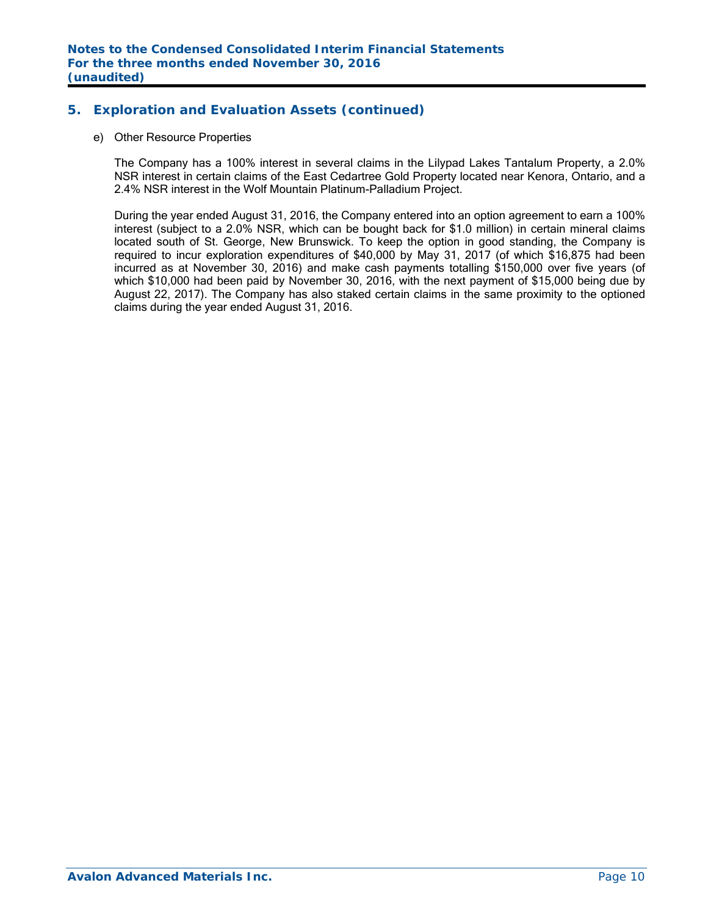## 5. Exploration and Evaluation Assets (continued)

e) Other Resource Properties

The Company has a 100% interest in several claims in the Lilypad Lakes Tantalum Property, a 2.0% NSR interest in certain claims of the East Cedartree Gold Property located near Kenora, Ontario, and a 2.4% NSR interest in the Wolf Mountain Platinum-Palladium Project.

During the year ended August 31, 2016, the Company entered into an option agreement to earn a 100% interest (subject to a 2.0% NSR, which can be bought back for $1.0 million) in certain mineral claims located south of St. George, New Brunswick. To keep the option in good standing, the Company is required to incur exploration expenditures of $40,000 by May 31, 2017 (of which $16,875 had been incurred as at November 30, 2016) and make cash payments totalling $150,000 over five years (of which $10,000 had been paid by November 30, 2016, with the next payment of $15,000 being due by August 22, 2017). The Company has also staked certain claims in the same proximity to the optioned claims during the year ended August 31, 2016.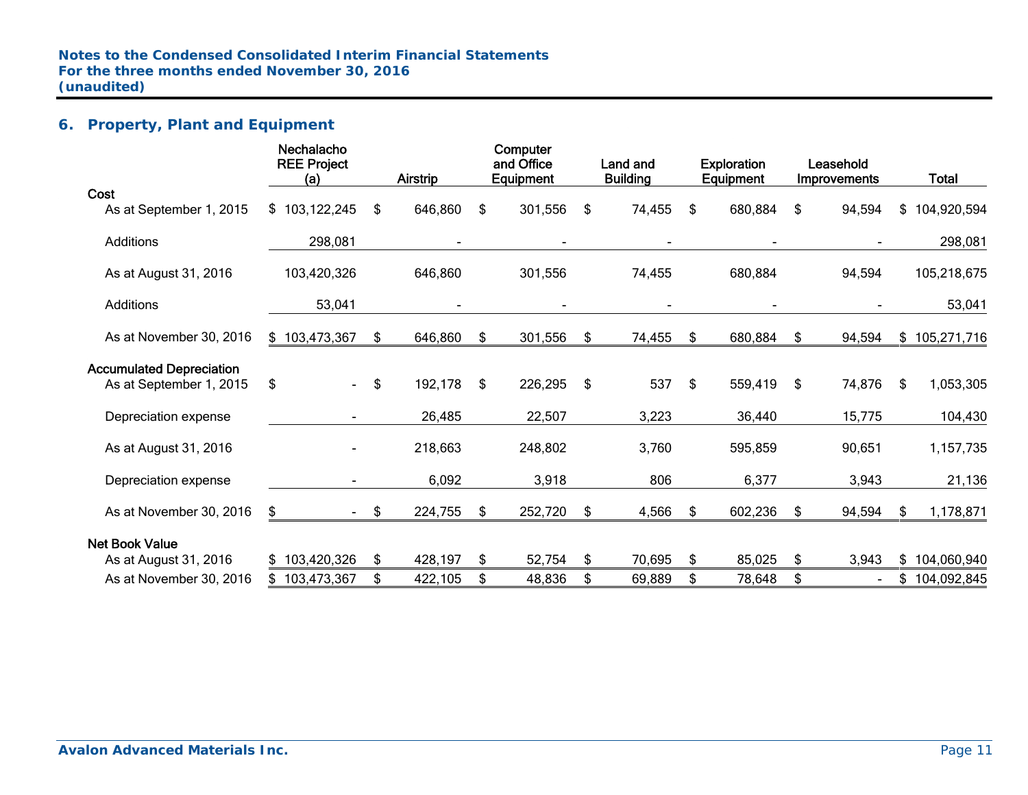## 6. Property, Plant and Equipment

| | Nechalacho REE Project (a) | Airstrip | Computer and Office Equipment | Land and Building | Exploration Equipment | Leasehold Improvements | Total |
|---|---|---|---|---|---|---|---|
| **Cost** | | | | | | | |
| As at September 1, 2015 | $ 103,122,245 | $ 646,860 | $ 301,556 | $ 74,455 | $ 680,884 | $ 94,594 | $ 104,920,594 |
| Additions | 298,081 | - | - | - | - | - | 298,081 |
| As at August 31, 2016 | 103,420,326 | 646,860 | 301,556 | 74,455 | 680,884 | 94,594 | 105,218,675 |
| Additions | 53,041 | - | - | - | - | - | 53,041 |
| As at November 30, 2016 | $ 103,473,367 | $ 646,860 | $ 301,556 | $ 74,455 | $ 680,884 | $ 94,594 | $ 105,271,716 |
| **Accumulated Depreciation** | | | | | | | |
| As at September 1, 2015 | $ - | $ 192,178 | $ 226,295 | $ 537 | $ 559,419 | $ 74,876 | $ 1,053,305 |
| Depreciation expense | - | 26,485 | 22,507 | 3,223 | 36,440 | 15,775 | 104,430 |
| As at August 31, 2016 | - | 218,663 | 248,802 | 3,760 | 595,859 | 90,651 | 1,157,735 |
| Depreciation expense | - | 6,092 | 3,918 | 806 | 6,377 | 3,943 | 21,136 |
| As at November 30, 2016 | $ - | $ 224,755 | $ 252,720 | $ 4,566 | $ 602,236 | $ 94,594 | $ 1,178,871 |
| **Net Book Value** | | | | | | | |
| As at August 31, 2016 | $ 103,420,326 | $ 428,197 | $ 52,754 | $ 70,695 | $ 85,025 | $ 3,943 | $ 104,060,940 |
| As at November 30, 2016 | $ 103,473,367 | $ 422,105 | $ 48,836 | $ 69,889 | $ 78,648 | $ - | $ 104,092,845 |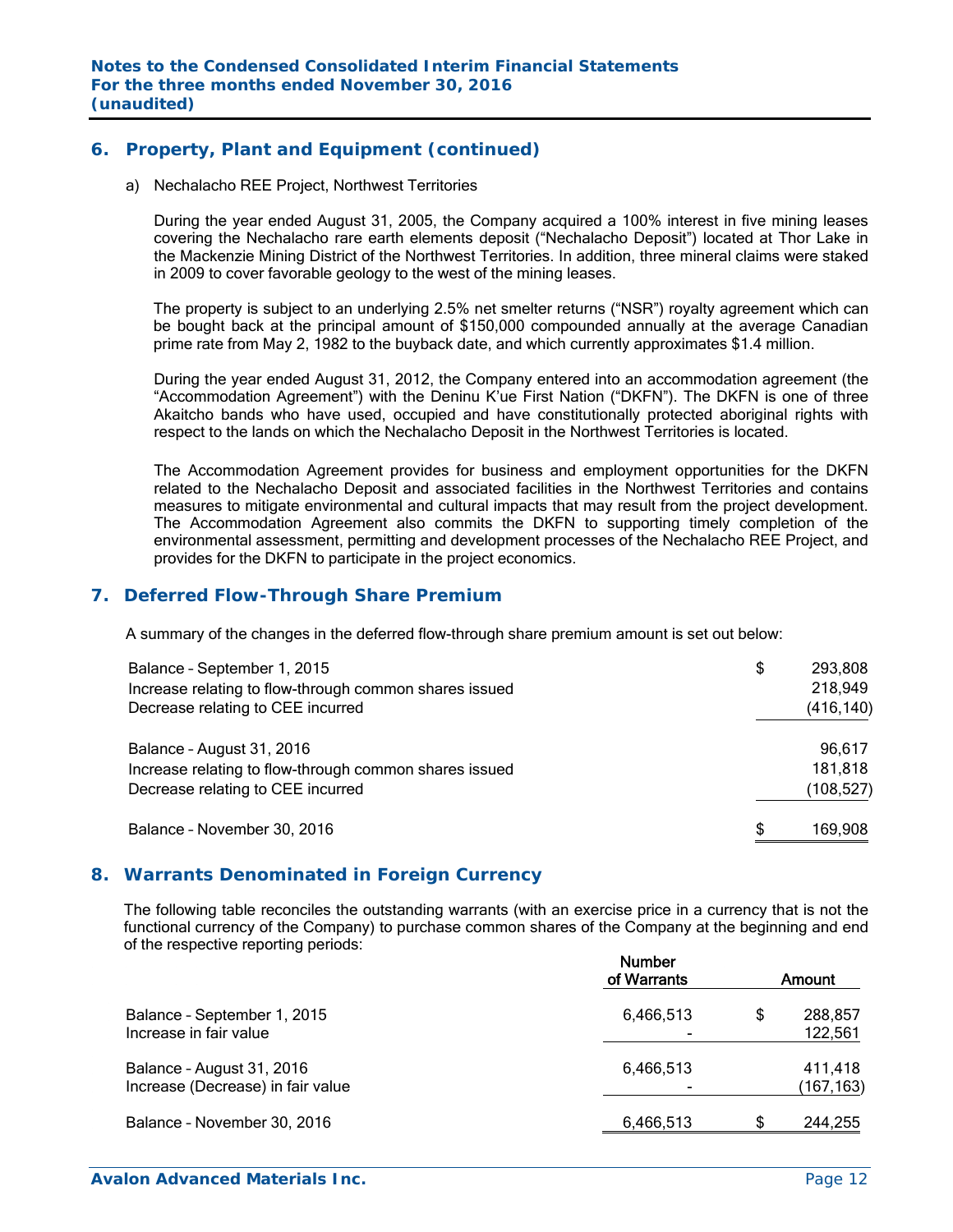## 6. Property, Plant and Equipment (continued)

a) Nechalacho REE Project, Northwest Territories

During the year ended August 31, 2005, the Company acquired a 100% interest in five mining leases covering the Nechalacho rare earth elements deposit ("Nechalacho Deposit") located at Thor Lake in the Mackenzie Mining District of the Northwest Territories. In addition, three mineral claims were staked in 2009 to cover favorable geology to the west of the mining leases.

The property is subject to an underlying 2.5% net smelter returns ("NSR") royalty agreement which can be bought back at the principal amount of $150,000 compounded annually at the average Canadian prime rate from May 2, 1982 to the buyback date, and which currently approximates $1.4 million.

During the year ended August 31, 2012, the Company entered into an accommodation agreement (the "Accommodation Agreement") with the Deninu K'ue First Nation ("DKFN"). The DKFN is one of three Akaitcho bands who have used, occupied and have constitutionally protected aboriginal rights with respect to the lands on which the Nechalacho Deposit in the Northwest Territories is located.

The Accommodation Agreement provides for business and employment opportunities for the DKFN related to the Nechalacho Deposit and associated facilities in the Northwest Territories and contains measures to mitigate environmental and cultural impacts that may result from the project development. The Accommodation Agreement also commits the DKFN to supporting timely completion of the environmental assessment, permitting and development processes of the Nechalacho REE Project, and provides for the DKFN to participate in the project economics.

## 7. Deferred Flow-Through Share Premium

A summary of the changes in the deferred flow-through share premium amount is set out below:

| | | |
|---|---|---|
| Balance – September 1, 2015 | $ | 293,808 |
| Increase relating to flow-through common shares issued | | 218,949 |
| Decrease relating to CEE incurred | | (416,140) |
| Balance – August 31, 2016 | | 96,617 |
| Increase relating to flow-through common shares issued | | 181,818 |
| Decrease relating to CEE incurred | | (108,527) |
| Balance – November 30, 2016 | $ | 169,908 |

## 8. Warrants Denominated in Foreign Currency

The following table reconciles the outstanding warrants (with an exercise price in a currency that is not the functional currency of the Company) to purchase common shares of the Company at the beginning and end of the respective reporting periods:

| | Number of Warrants | | Amount |
|---|---|---|---|
| Balance – September 1, 2015 | 6,466,513 | $ | 288,857 |
| Increase in fair value | - | | 122,561 |
| Balance – August 31, 2016 | 6,466,513 | | 411,418 |
| Increase (Decrease) in fair value | - | | (167,163) |
| Balance – November 30, 2016 | 6,466,513 | $ | 244,255 |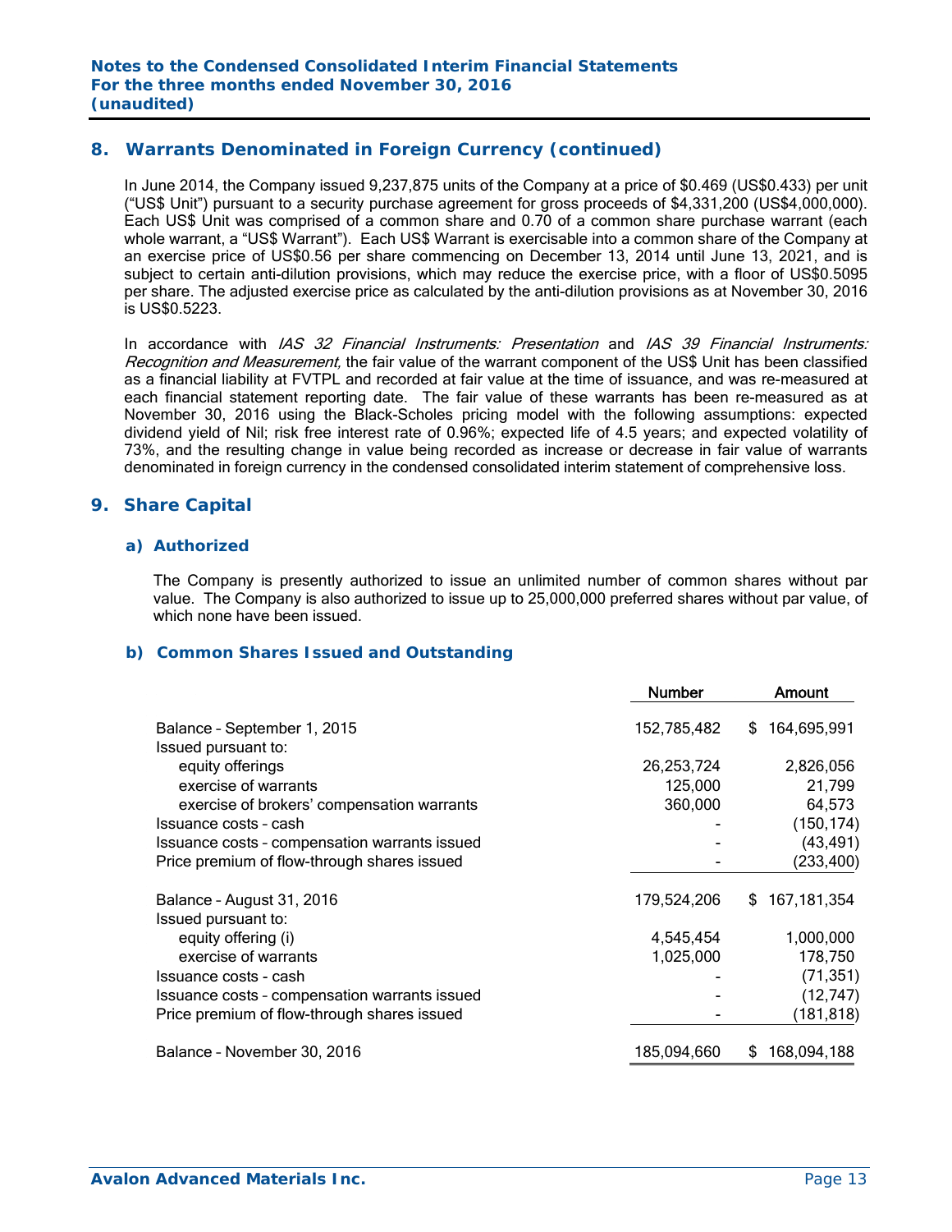## 8. Warrants Denominated in Foreign Currency (continued)

In June 2014, the Company issued 9,237,875 units of the Company at a price of $0.469 (US$0.433) per unit ("US$ Unit") pursuant to a security purchase agreement for gross proceeds of $4,331,200 (US$4,000,000). Each US$ Unit was comprised of a common share and 0.70 of a common share purchase warrant (each whole warrant, a "US$ Warrant"). Each US$ Warrant is exercisable into a common share of the Company at an exercise price of US$0.56 per share commencing on December 13, 2014 until June 13, 2021, and is subject to certain anti-dilution provisions, which may reduce the exercise price, with a floor of US$0.5095 per share. The adjusted exercise price as calculated by the anti-dilution provisions as at November 30, 2016 is US$0.5223.

In accordance with *IAS 32 Financial Instruments: Presentation* and *IAS 39 Financial Instruments: Recognition and Measurement,* the fair value of the warrant component of the US$ Unit has been classified as a financial liability at FVTPL and recorded at fair value at the time of issuance, and was re-measured at each financial statement reporting date. The fair value of these warrants has been re-measured as at November 30, 2016 using the Black-Scholes pricing model with the following assumptions: expected dividend yield of Nil; risk free interest rate of 0.96%; expected life of 4.5 years; and expected volatility of 73%, and the resulting change in value being recorded as increase or decrease in fair value of warrants denominated in foreign currency in the condensed consolidated interim statement of comprehensive loss.

## 9. Share Capital

### a) Authorized

The Company is presently authorized to issue an unlimited number of common shares without par value. The Company is also authorized to issue up to 25,000,000 preferred shares without par value, of which none have been issued.

### b) Common Shares Issued and Outstanding

| | Number | Amount |
|---|---|---|
| Balance – September 1, 2015 | 152,785,482 | $ 164,695,991 |
| Issued pursuant to: | | |
| equity offerings | 26,253,724 | 2,826,056 |
| exercise of warrants | 125,000 | 21,799 |
| exercise of brokers' compensation warrants | 360,000 | 64,573 |
| Issuance costs – cash | - | (150,174) |
| Issuance costs – compensation warrants issued | - | (43,491) |
| Price premium of flow-through shares issued | - | (233,400) |
| Balance – August 31, 2016 | 179,524,206 | $ 167,181,354 |
| Issued pursuant to: | | |
| equity offering (i) | 4,545,454 | 1,000,000 |
| exercise of warrants | 1,025,000 | 178,750 |
| Issuance costs - cash | - | (71,351) |
| Issuance costs - compensation warrants issued | - | (12,747) |
| Price premium of flow-through shares issued | - | (181,818) |
| Balance – November 30, 2016 | 185,094,660 | $ 168,094,188 |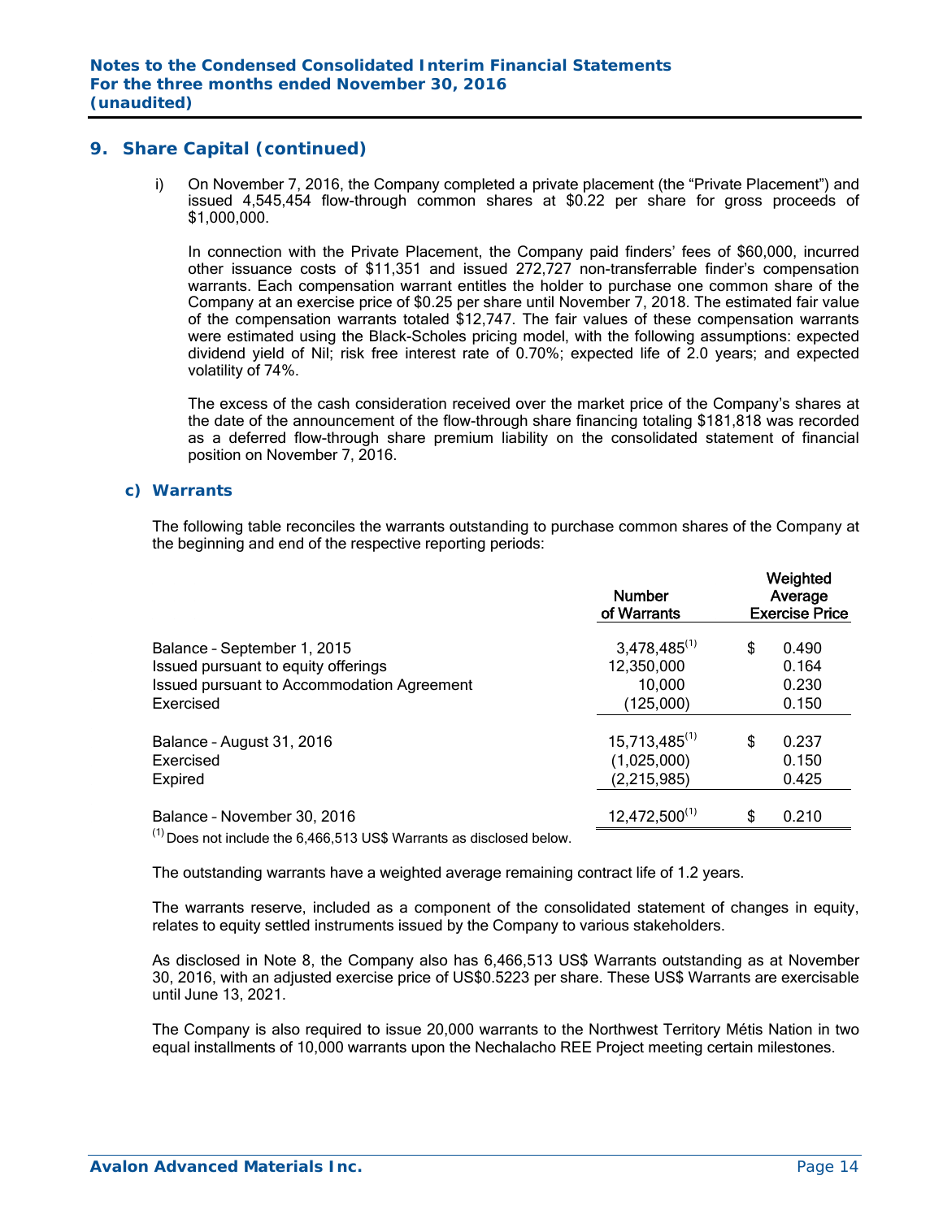## 9. Share Capital (continued)

i) On November 7, 2016, the Company completed a private placement (the "Private Placement") and issued 4,545,454 flow-through common shares at $0.22 per share for gross proceeds of $1,000,000.

In connection with the Private Placement, the Company paid finders' fees of $60,000, incurred other issuance costs of $11,351 and issued 272,727 non-transferrable finder's compensation warrants. Each compensation warrant entitles the holder to purchase one common share of the Company at an exercise price of $0.25 per share until November 7, 2018. The estimated fair value of the compensation warrants totaled $12,747. The fair values of these compensation warrants were estimated using the Black-Scholes pricing model, with the following assumptions: expected dividend yield of Nil; risk free interest rate of 0.70%; expected life of 2.0 years; and expected volatility of 74%.

The excess of the cash consideration received over the market price of the Company's shares at the date of the announcement of the flow-through share financing totaling $181,818 was recorded as a deferred flow-through share premium liability on the consolidated statement of financial position on November 7, 2016.

### c) Warrants

The following table reconciles the warrants outstanding to purchase common shares of the Company at the beginning and end of the respective reporting periods:

| | Number of Warrants | Weighted Average Exercise Price |
|---|---|---|
| Balance – September 1, 2015 | 3,478,485[(1)] | $ 0.490 |
| Issued pursuant to equity offerings | 12,350,000 | 0.164 |
| Issued pursuant to Accommodation Agreement | 10,000 | 0.230 |
| Exercised | (125,000) | 0.150 |
| Balance – August 31, 2016 | 15,713,485[(1)] | $ 0.237 |
| Exercised | (1,025,000) | 0.150 |
| Expired | (2,215,985) | 0.425 |
| Balance – November 30, 2016 | 12,472,500[(1)] | $ 0.210 |

[(1)] Does not include the 6,466,513 US$ Warrants as disclosed below.

The outstanding warrants have a weighted average remaining contract life of 1.2 years.

The warrants reserve, included as a component of the consolidated statement of changes in equity, relates to equity settled instruments issued by the Company to various stakeholders.

As disclosed in Note 8, the Company also has 6,466,513 US$ Warrants outstanding as at November 30, 2016, with an adjusted exercise price of US$0.5223 per share. These US$ Warrants are exercisable until June 13, 2021.

The Company is also required to issue 20,000 warrants to the Northwest Territory Métis Nation in two equal installments of 10,000 warrants upon the Nechalacho REE Project meeting certain milestones.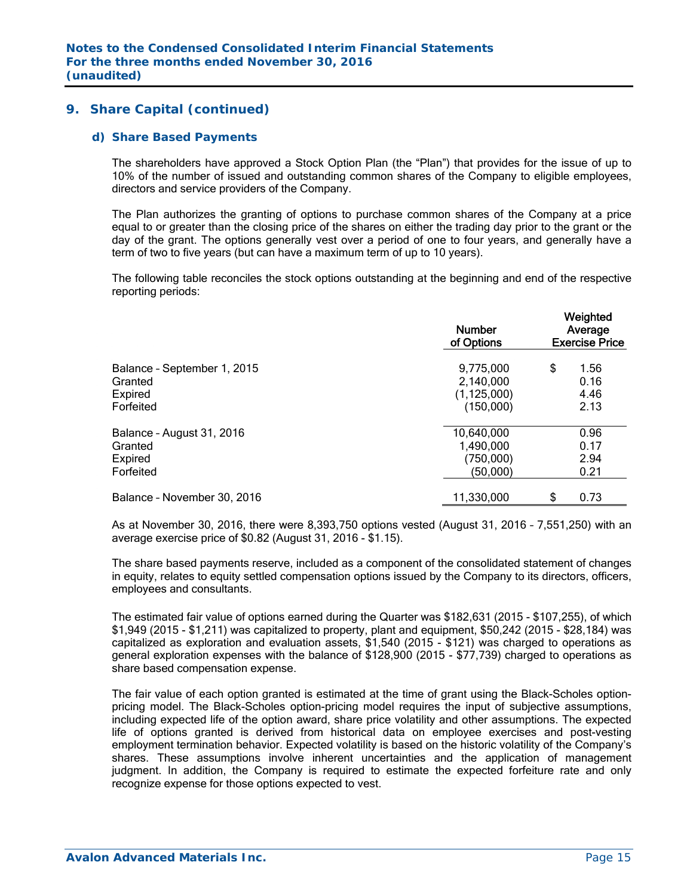## 9. Share Capital (continued)

### d) Share Based Payments

The shareholders have approved a Stock Option Plan (the "Plan") that provides for the issue of up to 10% of the number of issued and outstanding common shares of the Company to eligible employees, directors and service providers of the Company.

The Plan authorizes the granting of options to purchase common shares of the Company at a price equal to or greater than the closing price of the shares on either the trading day prior to the grant or the day of the grant. The options generally vest over a period of one to four years, and generally have a term of two to five years (but can have a maximum term of up to 10 years).

The following table reconciles the stock options outstanding at the beginning and end of the respective reporting periods:

| | Number of Options | Weighted Average Exercise Price |
|---|---|---|
| Balance – September 1, 2015 | 9,775,000 | $ 1.56 |
| Granted | 2,140,000 | 0.16 |
| Expired | (1,125,000) | 4.46 |
| Forfeited | (150,000) | 2.13 |
| Balance – August 31, 2016 | 10,640,000 | 0.96 |
| Granted | 1,490,000 | 0.17 |
| Expired | (750,000) | 2.94 |
| Forfeited | (50,000) | 0.21 |
| Balance – November 30, 2016 | 11,330,000 | $ 0.73 |

As at November 30, 2016, there were 8,393,750 options vested (August 31, 2016 – 7,551,250) with an average exercise price of $0.82 (August 31, 2016 - $1.15).

The share based payments reserve, included as a component of the consolidated statement of changes in equity, relates to equity settled compensation options issued by the Company to its directors, officers, employees and consultants.

The estimated fair value of options earned during the Quarter was $182,631 (2015 - $107,255), of which $1,949 (2015 - $1,211) was capitalized to property, plant and equipment, $50,242 (2015 - $28,184) was capitalized as exploration and evaluation assets, $1,540 (2015 - $121) was charged to operations as general exploration expenses with the balance of $128,900 (2015 - $77,739) charged to operations as share based compensation expense.

The fair value of each option granted is estimated at the time of grant using the Black-Scholes option-pricing model. The Black-Scholes option-pricing model requires the input of subjective assumptions, including expected life of the option award, share price volatility and other assumptions. The expected life of options granted is derived from historical data on employee exercises and post-vesting employment termination behavior. Expected volatility is based on the historic volatility of the Company's shares. These assumptions involve inherent uncertainties and the application of management judgment. In addition, the Company is required to estimate the expected forfeiture rate and only recognize expense for those options expected to vest.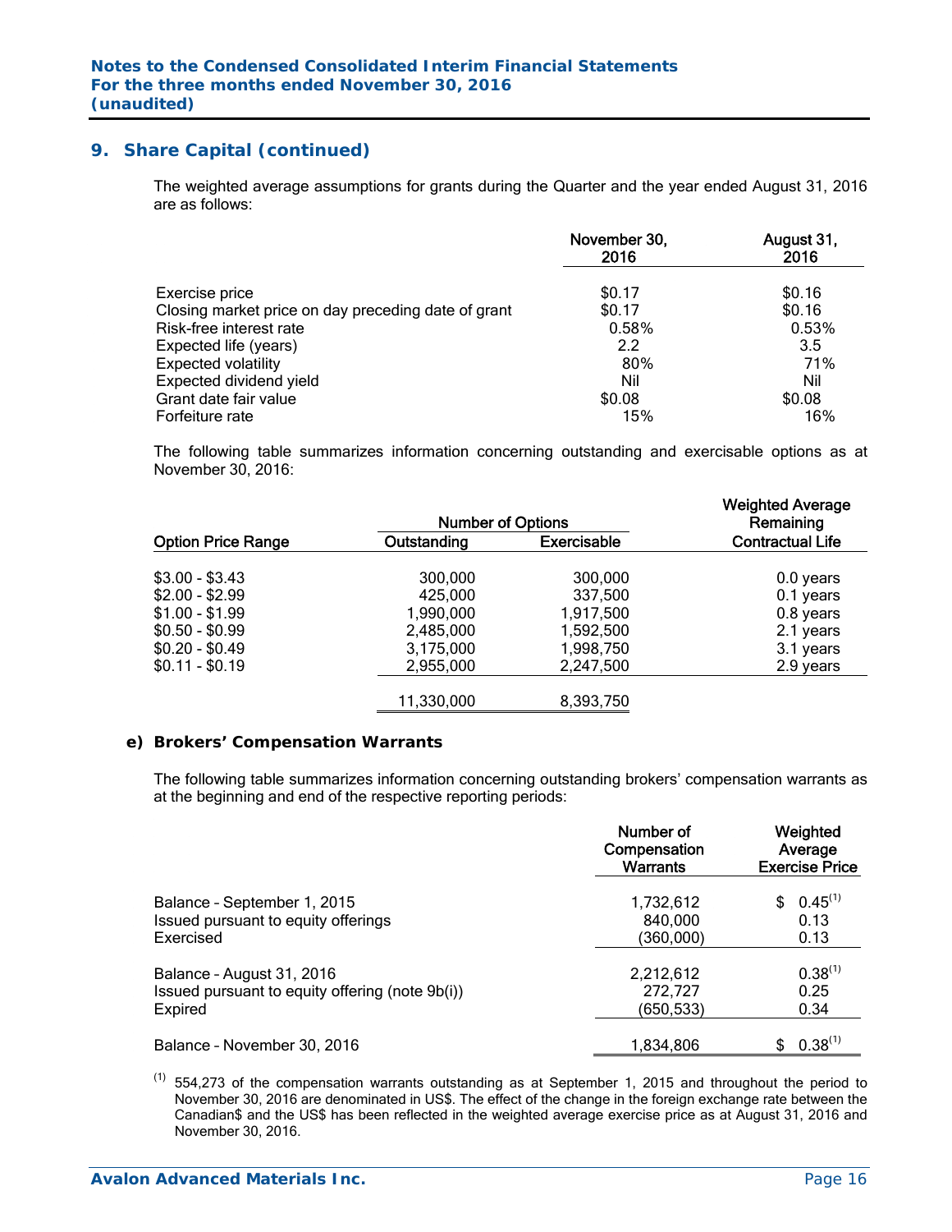## 9. Share Capital (continued)

The weighted average assumptions for grants during the Quarter and the year ended August 31, 2016 are as follows:

| | November 30, 2016 | August 31, 2016 |
|---|---|---|
| Exercise price | $0.17 | $0.16 |
| Closing market price on day preceding date of grant | $0.17 | $0.16 |
| Risk-free interest rate | 0.58% | 0.53% |
| Expected life (years) | 2.2 | 3.5 |
| Expected volatility | 80% | 71% |
| Expected dividend yield | Nil | Nil |
| Grant date fair value | $0.08 | $0.08 |
| Forfeiture rate | 15% | 16% |

The following table summarizes information concerning outstanding and exercisable options as at November 30, 2016:

| | Number of Options | | Weighted Average Remaining |
|---|---|---|---|
| Option Price Range | Outstanding | Exercisable | Contractual Life |
| $3.00 - $3.43 | 300,000 | 300,000 | 0.0 years |
| $2.00 - $2.99 | 425,000 | 337,500 | 0.1 years |
| $1.00 - $1.99 | 1,990,000 | 1,917,500 | 0.8 years |
| $0.50 - $0.99 | 2,485,000 | 1,592,500 | 2.1 years |
| $0.20 - $0.49 | 3,175,000 | 1,998,750 | 3.1 years |
| $0.11 - $0.19 | 2,955,000 | 2,247,500 | 2.9 years |
| | 11,330,000 | 8,393,750 | |

### e) Brokers' Compensation Warrants

The following table summarizes information concerning outstanding brokers' compensation warrants as at the beginning and end of the respective reporting periods:

| | Number of Compensation Warrants | Weighted Average Exercise Price |
|---|---|---|
| Balance – September 1, 2015 | 1,732,612 | $ 0.45(1) |
| Issued pursuant to equity offerings | 840,000 | 0.13 |
| Exercised | (360,000) | 0.13 |
| Balance – August 31, 2016 | 2,212,612 | 0.38(1) |
| Issued pursuant to equity offering (note 9b(i)) | 272,727 | 0.25 |
| Expired | (650,533) | 0.34 |
| Balance – November 30, 2016 | 1,834,806 | $ 0.38(1) |

(1) 554,273 of the compensation warrants outstanding as at September 1, 2015 and throughout the period to November 30, 2016 are denominated in US$. The effect of the change in the foreign exchange rate between the Canadian$ and the US$ has been reflected in the weighted average exercise price as at August 31, 2016 and November 30, 2016.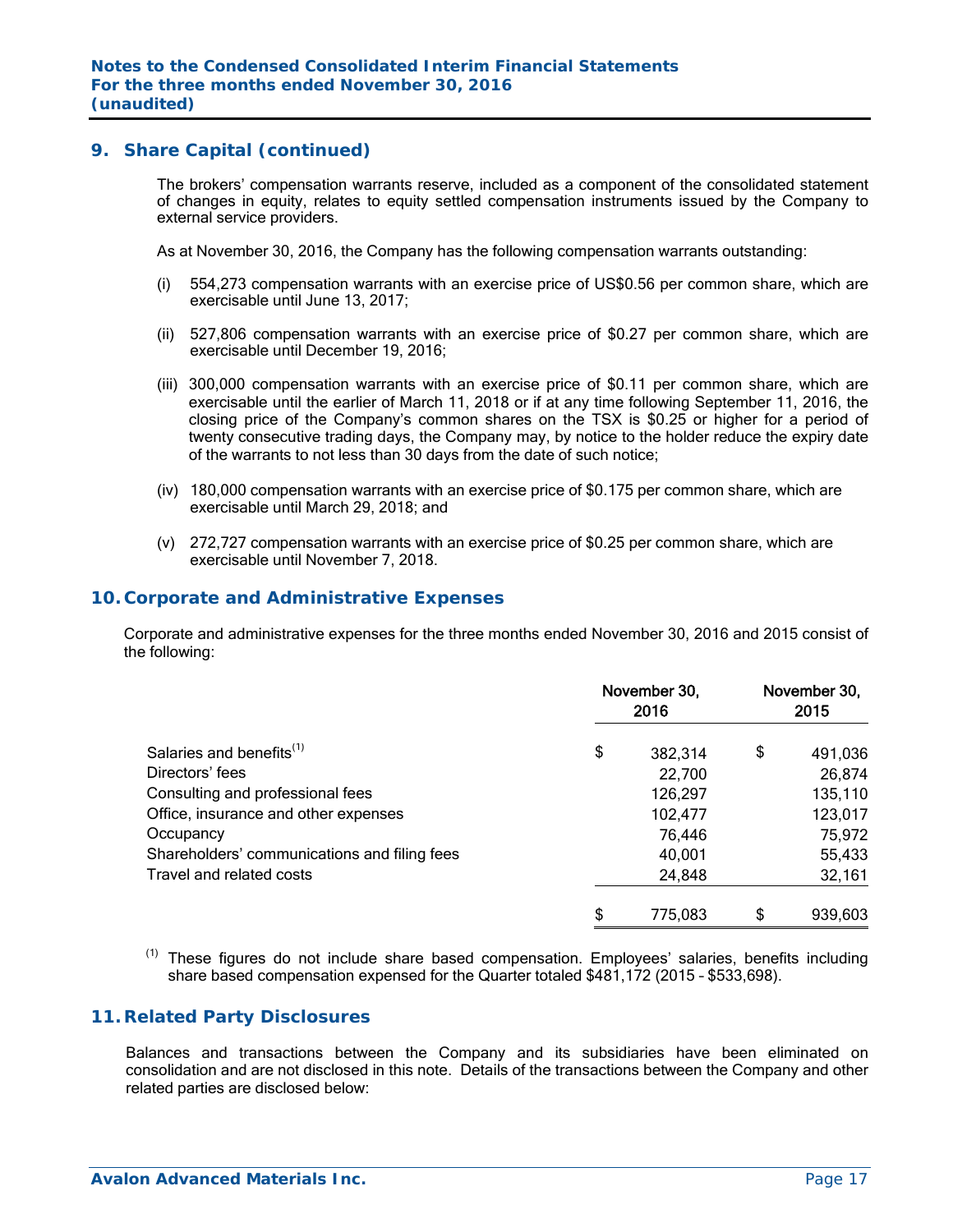## 9. Share Capital (continued)

The brokers' compensation warrants reserve, included as a component of the consolidated statement of changes in equity, relates to equity settled compensation instruments issued by the Company to external service providers.

As at November 30, 2016, the Company has the following compensation warrants outstanding:

(i) 554,273 compensation warrants with an exercise price of US$0.56 per common share, which are exercisable until June 13, 2017;

(ii) 527,806 compensation warrants with an exercise price of $0.27 per common share, which are exercisable until December 19, 2016;

(iii) 300,000 compensation warrants with an exercise price of $0.11 per common share, which are exercisable until the earlier of March 11, 2018 or if at any time following September 11, 2016, the closing price of the Company's common shares on the TSX is $0.25 or higher for a period of twenty consecutive trading days, the Company may, by notice to the holder reduce the expiry date of the warrants to not less than 30 days from the date of such notice;

(iv) 180,000 compensation warrants with an exercise price of $0.175 per common share, which are exercisable until March 29, 2018; and

(v) 272,727 compensation warrants with an exercise price of $0.25 per common share, which are exercisable until November 7, 2018.

## 10. Corporate and Administrative Expenses

Corporate and administrative expenses for the three months ended November 30, 2016 and 2015 consist of the following:

| | November 30, 2016 | November 30, 2015 |
|---|---|---|
| Salaries and benefits[(1)] | $ 382,314 | $ 491,036 |
| Directors' fees | 22,700 | 26,874 |
| Consulting and professional fees | 126,297 | 135,110 |
| Office, insurance and other expenses | 102,477 | 123,017 |
| Occupancy | 76,446 | 75,972 |
| Shareholders' communications and filing fees | 40,001 | 55,433 |
| Travel and related costs | 24,848 | 32,161 |
| | $ 775,083 | $ 939,603 |

[(1)] These figures do not include share based compensation. Employees' salaries, benefits including share based compensation expensed for the Quarter totaled $481,172 (2015 – $533,698).

## 11. Related Party Disclosures

Balances and transactions between the Company and its subsidiaries have been eliminated on consolidation and are not disclosed in this note. Details of the transactions between the Company and other related parties are disclosed below: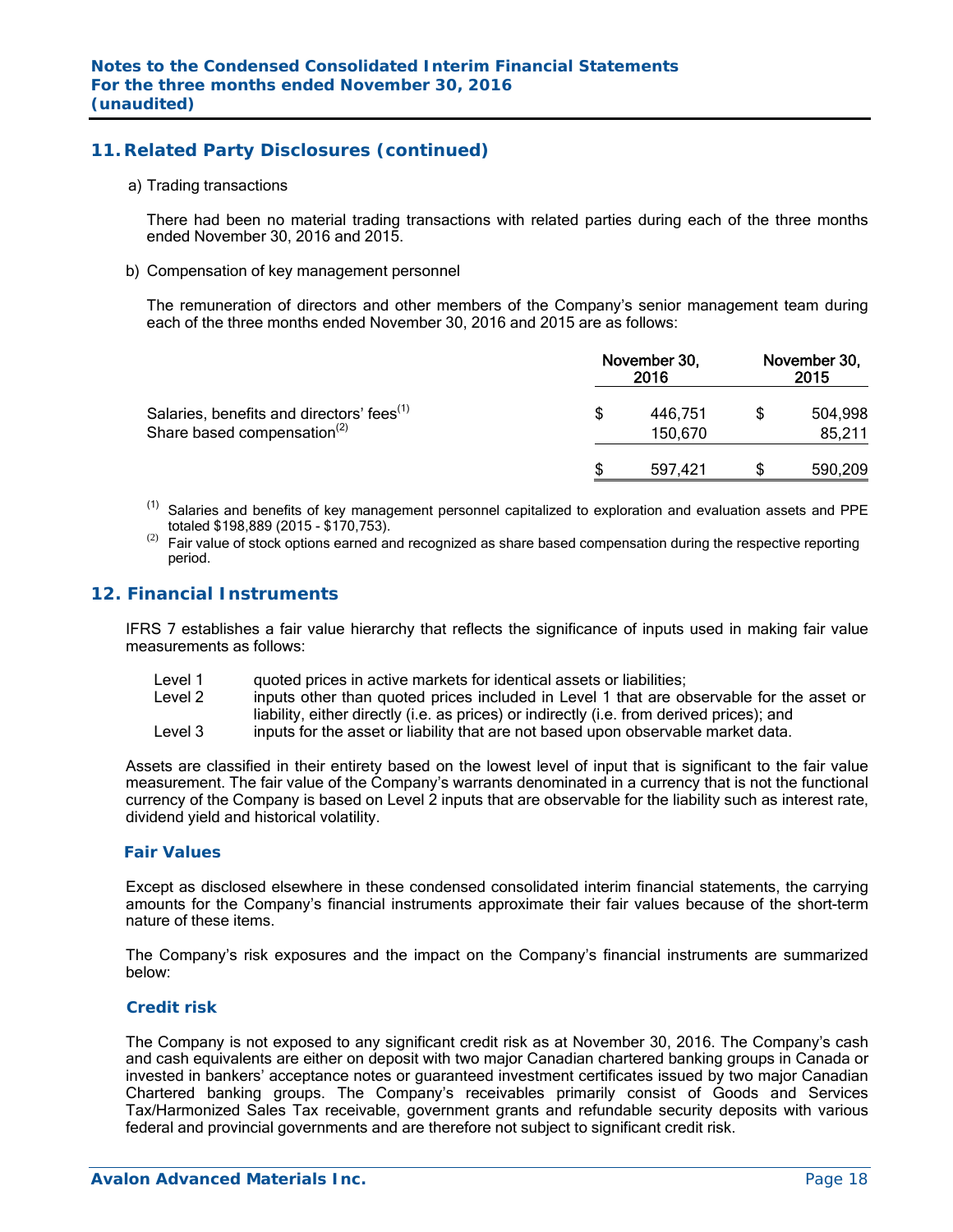## 11. Related Party Disclosures (continued)

a) Trading transactions

There had been no material trading transactions with related parties during each of the three months ended November 30, 2016 and 2015.

b) Compensation of key management personnel

The remuneration of directors and other members of the Company's senior management team during each of the three months ended November 30, 2016 and 2015 are as follows:

| | November 30, 2016 | November 30, 2015 |
|---|---|---|
| Salaries, benefits and directors' fees[(1)] | $ 446,751 | $ 504,998 |
| Share based compensation[(2)] | 150,670 | 85,211 |
| | $ 597,421 | $ 590,209 |

[(1)] Salaries and benefits of key management personnel capitalized to exploration and evaluation assets and PPE totaled $198,889 (2015 - $170,753).

[(2)] Fair value of stock options earned and recognized as share based compensation during the respective reporting period.

## 12. Financial Instruments

IFRS 7 establishes a fair value hierarchy that reflects the significance of inputs used in making fair value measurements as follows:

- Level 1 quoted prices in active markets for identical assets or liabilities;
- Level 2 inputs other than quoted prices included in Level 1 that are observable for the asset or liability, either directly (i.e. as prices) or indirectly (i.e. from derived prices); and
- Level 3 inputs for the asset or liability that are not based upon observable market data.

Assets are classified in their entirety based on the lowest level of input that is significant to the fair value measurement. The fair value of the Company's warrants denominated in a currency that is not the functional currency of the Company is based on Level 2 inputs that are observable for the liability such as interest rate, dividend yield and historical volatility.

### Fair Values

Except as disclosed elsewhere in these condensed consolidated interim financial statements, the carrying amounts for the Company's financial instruments approximate their fair values because of the short-term nature of these items.

The Company's risk exposures and the impact on the Company's financial instruments are summarized below:

### Credit risk

The Company is not exposed to any significant credit risk as at November 30, 2016. The Company's cash and cash equivalents are either on deposit with two major Canadian chartered banking groups in Canada or invested in bankers' acceptance notes or guaranteed investment certificates issued by two major Canadian Chartered banking groups. The Company's receivables primarily consist of Goods and Services Tax/Harmonized Sales Tax receivable, government grants and refundable security deposits with various federal and provincial governments and are therefore not subject to significant credit risk.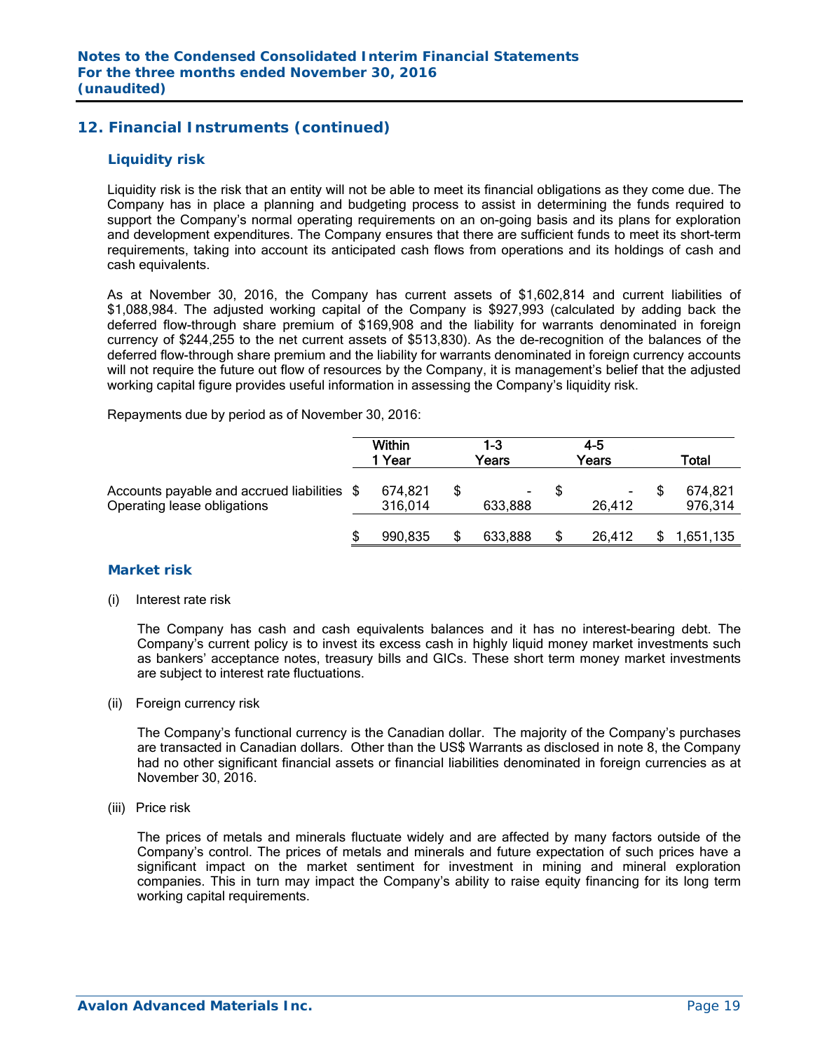## 12. Financial Instruments (continued)

### Liquidity risk

Liquidity risk is the risk that an entity will not be able to meet its financial obligations as they come due. The Company has in place a planning and budgeting process to assist in determining the funds required to support the Company's normal operating requirements on an on-going basis and its plans for exploration and development expenditures. The Company ensures that there are sufficient funds to meet its short-term requirements, taking into account its anticipated cash flows from operations and its holdings of cash and cash equivalents.

As at November 30, 2016, the Company has current assets of $1,602,814 and current liabilities of $1,088,984. The adjusted working capital of the Company is $927,993 (calculated by adding back the deferred flow-through share premium of $169,908 and the liability for warrants denominated in foreign currency of $244,255 to the net current assets of $513,830). As the de-recognition of the balances of the deferred flow-through share premium and the liability for warrants denominated in foreign currency accounts will not require the future out flow of resources by the Company, it is management's belief that the adjusted working capital figure provides useful information in assessing the Company's liquidity risk.

Repayments due by period as of November 30, 2016:

| | Within 1 Year | 1-3 Years | 4-5 Years | Total |
|---|---|---|---|---|
| Accounts payable and accrued liabilities | $ 674,821 | $ - | $ - | $ 674,821 |
| Operating lease obligations | 316,014 | 633,888 | 26,412 | 976,314 |
| | $ 990,835 | $ 633,888 | $ 26,412 | $ 1,651,135 |

### Market risk

(i) Interest rate risk

The Company has cash and cash equivalents balances and it has no interest-bearing debt. The Company's current policy is to invest its excess cash in highly liquid money market investments such as bankers' acceptance notes, treasury bills and GICs. These short term money market investments are subject to interest rate fluctuations.

(ii) Foreign currency risk

The Company's functional currency is the Canadian dollar. The majority of the Company's purchases are transacted in Canadian dollars. Other than the US$ Warrants as disclosed in note 8, the Company had no other significant financial assets or financial liabilities denominated in foreign currencies as at November 30, 2016.

(iii) Price risk

The prices of metals and minerals fluctuate widely and are affected by many factors outside of the Company's control. The prices of metals and minerals and future expectation of such prices have a significant impact on the market sentiment for investment in mining and mineral exploration companies. This in turn may impact the Company's ability to raise equity financing for its long term working capital requirements.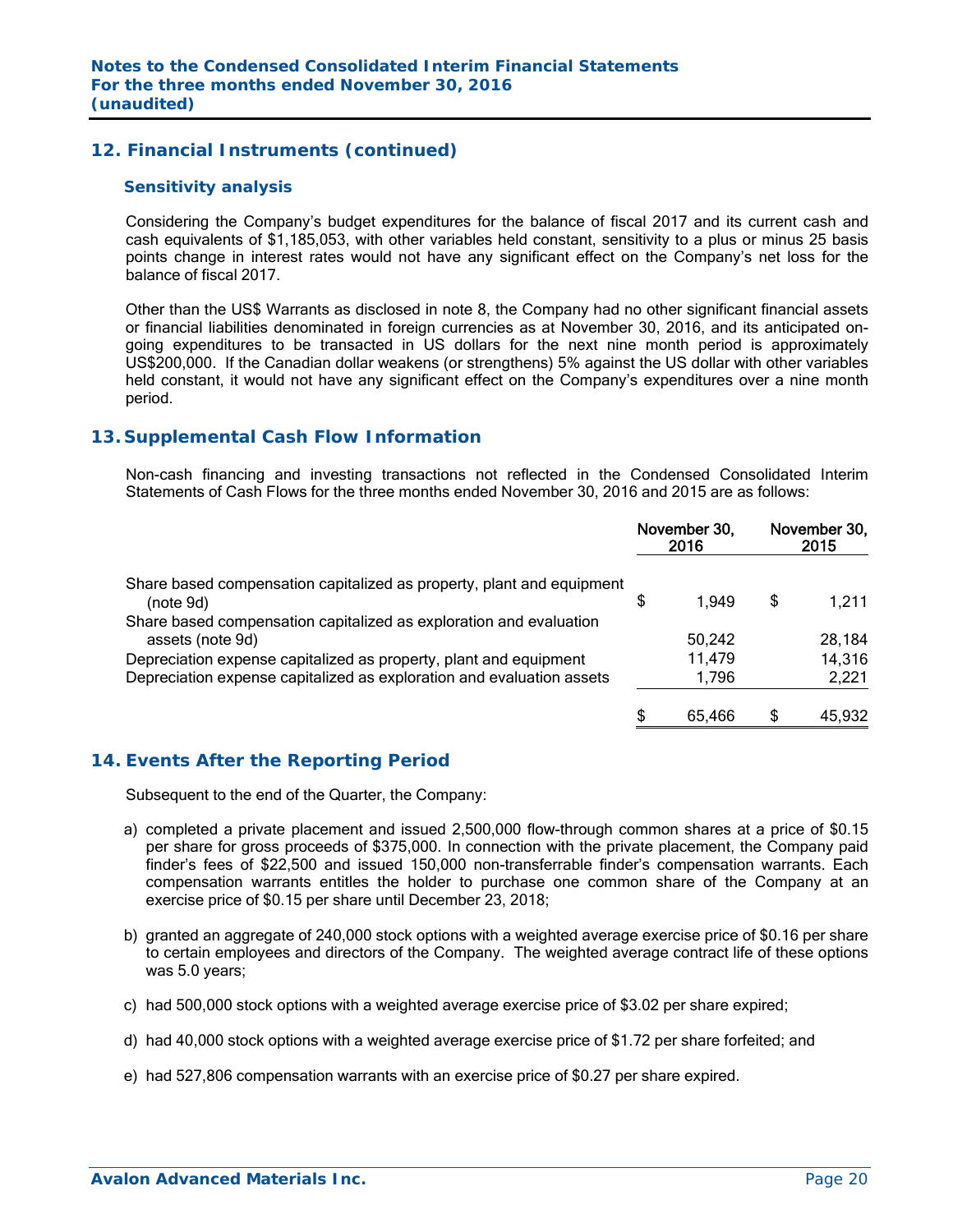## 12. Financial Instruments (continued)

### Sensitivity analysis

Considering the Company's budget expenditures for the balance of fiscal 2017 and its current cash and cash equivalents of $1,185,053, with other variables held constant, sensitivity to a plus or minus 25 basis points change in interest rates would not have any significant effect on the Company's net loss for the balance of fiscal 2017.

Other than the US$ Warrants as disclosed in note 8, the Company had no other significant financial assets or financial liabilities denominated in foreign currencies as at November 30, 2016, and its anticipated on-going expenditures to be transacted in US dollars for the next nine month period is approximately US$200,000. If the Canadian dollar weakens (or strengthens) 5% against the US dollar with other variables held constant, it would not have any significant effect on the Company's expenditures over a nine month period.

## 13. Supplemental Cash Flow Information

Non-cash financing and investing transactions not reflected in the Condensed Consolidated Interim Statements of Cash Flows for the three months ended November 30, 2016 and 2015 are as follows:

| | November 30, 2016 | November 30, 2015 |
|---|---|---|
| Share based compensation capitalized as property, plant and equipment (note 9d) | $ 1,949 | $ 1,211 |
| Share based compensation capitalized as exploration and evaluation assets (note 9d) | 50,242 | 28,184 |
| Depreciation expense capitalized as property, plant and equipment | 11,479 | 14,316 |
| Depreciation expense capitalized as exploration and evaluation assets | 1,796 | 2,221 |
| | $ 65,466 | $ 45,932 |

## 14. Events After the Reporting Period

Subsequent to the end of the Quarter, the Company:

a) completed a private placement and issued 2,500,000 flow-through common shares at a price of $0.15 per share for gross proceeds of $375,000. In connection with the private placement, the Company paid finder's fees of $22,500 and issued 150,000 non-transferrable finder's compensation warrants. Each compensation warrants entitles the holder to purchase one common share of the Company at an exercise price of $0.15 per share until December 23, 2018;

b) granted an aggregate of 240,000 stock options with a weighted average exercise price of $0.16 per share to certain employees and directors of the Company. The weighted average contract life of these options was 5.0 years;

c) had 500,000 stock options with a weighted average exercise price of $3.02 per share expired;

d) had 40,000 stock options with a weighted average exercise price of $1.72 per share forfeited; and

e) had 527,806 compensation warrants with an exercise price of $0.27 per share expired.